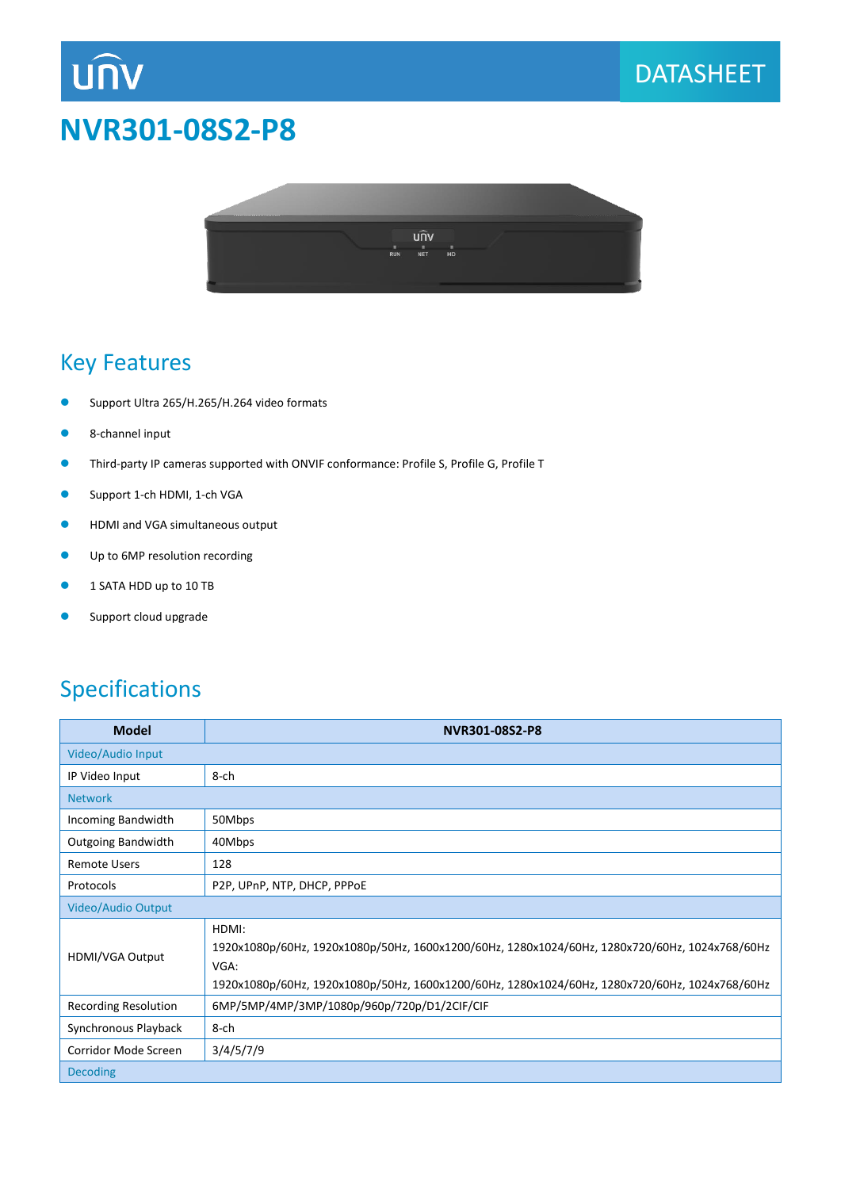# NVR301-08S2-P8

DATASHEET

## Key Features

- Support Ultra 265/H.265/H.264 video formats
- 8-channel input
- Third-party IP cameras supported with ONVIF conformance: Profile S, Profile G, Profile T
- Support 1-ch HDMI, 1-ch VGA
- HDMI and VGA simultaneous output
- Up to 6MP resolution recording
- 1 SATA HDD up to 10 TB
- Support cloud upgrade

## Specifications

| Model | NVR301-08S2-P8 |
|---|---|
| Video/Audio Input | |
| IP Video Input | 8-ch |
| Network | |
| Incoming Bandwidth | 50Mbps |
| Outgoing Bandwidth | 40Mbps |
| Remote Users | 128 |
| Protocols | P2P, UPnP, NTP, DHCP, PPPoE |
| Video/Audio Output | |
| HDMI/VGA Output | HDMI:<br>1920x1080p/60Hz, 1920x1080p/50Hz, 1600x1200/60Hz, 1280x1024/60Hz, 1280x720/60Hz, 1024x768/60Hz<br>VGA:<br>1920x1080p/60Hz, 1920x1080p/50Hz, 1600x1200/60Hz, 1280x1024/60Hz, 1280x720/60Hz, 1024x768/60Hz |
| Recording Resolution | 6MP/5MP/4MP/3MP/1080p/960p/720p/D1/2CIF/CIF |
| Synchronous Playback | 8-ch |
| Corridor Mode Screen | 3/4/5/7/9 |
| Decoding | |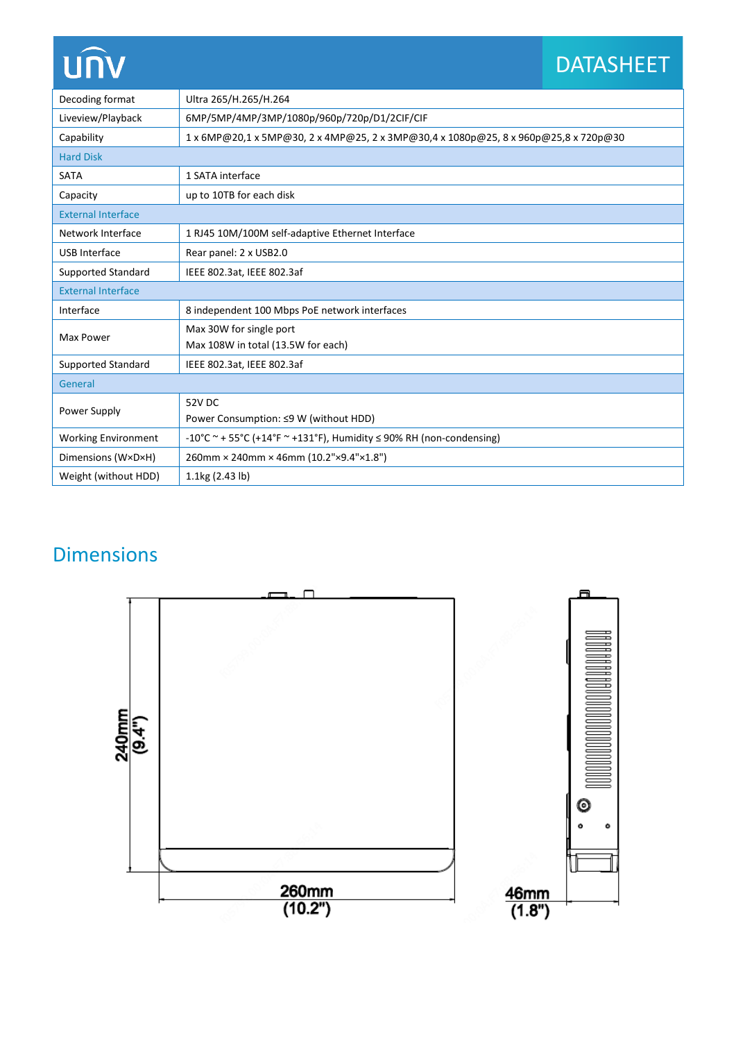| | |
|---|---|
| Decoding format | Ultra 265/H.265/H.264 |
| Liveview/Playback | 6MP/5MP/4MP/3MP/1080p/960p/720p/D1/2CIF/CIF |
| Capability | 1 x 6MP@20,1 x 5MP@30, 2 x 4MP@25, 2 x 3MP@30,4 x 1080p@25, 8 x 960p@25,8 x 720p@30 |
| **Hard Disk** | |
| SATA | 1 SATA interface |
| Capacity | up to 10TB for each disk |
| **External Interface** | |
| Network Interface | 1 RJ45 10M/100M self-adaptive Ethernet Interface |
| USB Interface | Rear panel: 2 x USB2.0 |
| Supported Standard | IEEE 802.3at, IEEE 802.3af |
| **External Interface** | |
| Interface | 8 independent 100 Mbps PoE network interfaces |
| Max Power | Max 30W for single port<br>Max 108W in total (13.5W for each) |
| Supported Standard | IEEE 802.3at, IEEE 802.3af |
| **General** | |
| Power Supply | 52V DC<br>Power Consumption: ≤9 W (without HDD) |
| Working Environment | -10°C ~ + 55°C (+14°F ~ +131°F), Humidity ≤ 90% RH (non-condensing) |
| Dimensions (W×D×H) | 260mm × 240mm × 46mm (10.2"×9.4"×1.8") |
| Weight (without HDD) | 1.1kg (2.43 lb) |

## Dimensions

240mm (9.4")

260mm (10.2")

46mm (1.8")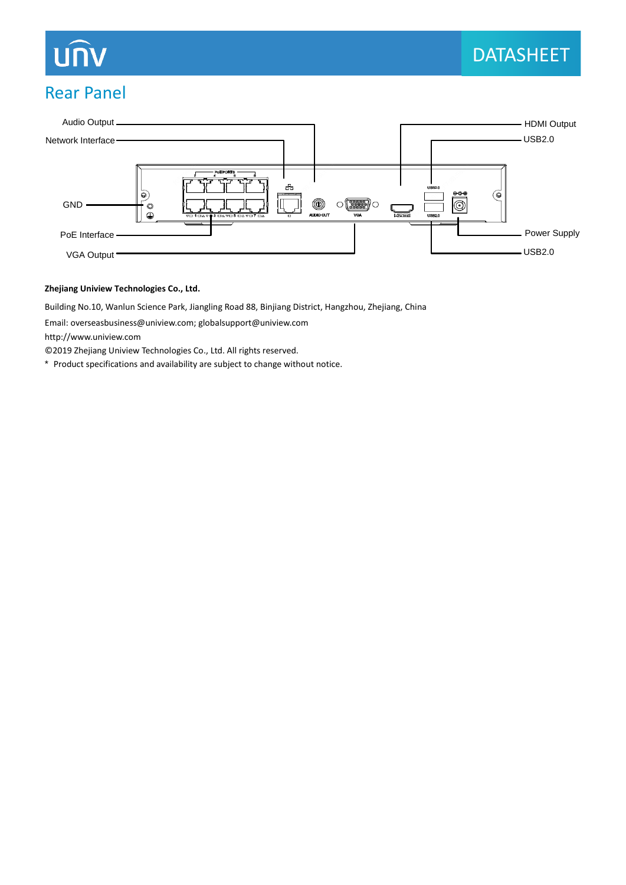## Rear Panel

Audio Output

Network Interface

GND

PoE Interface

VGA Output

HDMI Output

USB2.0

Power Supply

USB2.0

**Zhejiang Uniview Technologies Co., Ltd.**

Building No.10, Wanlun Science Park, Jiangling Road 88, Binjiang District, Hangzhou, Zhejiang, China

Email: overseasbusiness@uniview.com; globalsupport@uniview.com

http://www.uniview.com

©2019 Zhejiang Uniview Technologies Co., Ltd. All rights reserved.

* Product specifications and availability are subject to change without notice.